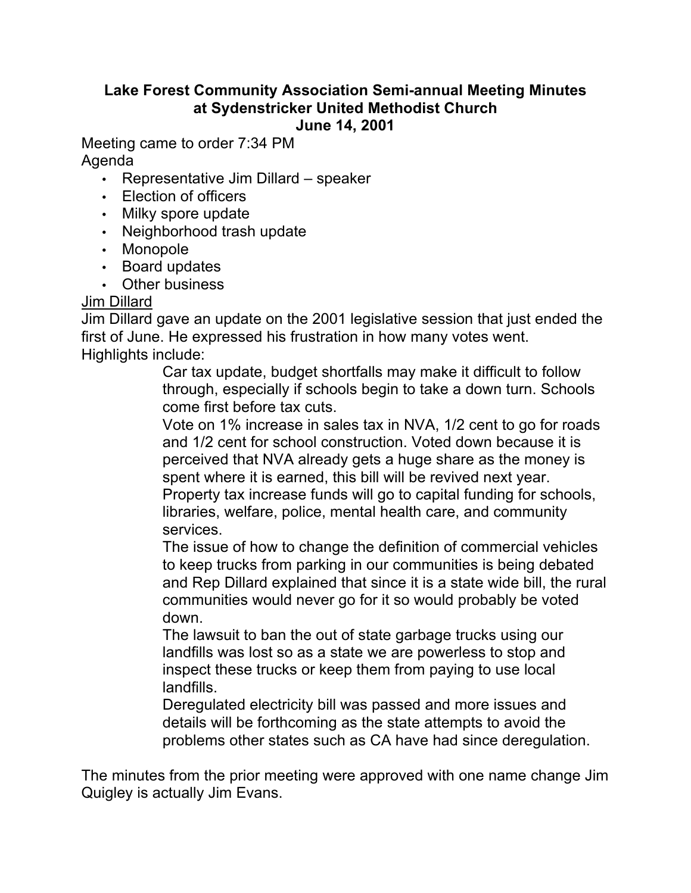# Lake Forest Community Association Semi-annual Meeting Minutes at Sydenstricker United Methodist Church June 14, 2001

Meeting came to order 7:34 PM

Agenda

- Representative Jim Dillard – speaker
- Election of officers
- Milky spore update
- Neighborhood trash update
- Monopole
- Board updates
- Other business

<u>Jim Dillard</u>

Jim Dillard gave an update on the 2001 legislative session that just ended the first of June. He expressed his frustration in how many votes went.

Highlights include:

> Car tax update, budget shortfalls may make it difficult to follow through, especially if schools begin to take a down turn. Schools come first before tax cuts.
>
> Vote on 1% increase in sales tax in NVA, 1/2 cent to go for roads and 1/2 cent for school construction. Voted down because it is perceived that NVA already gets a huge share as the money is spent where it is earned, this bill will be revived next year.
>
> Property tax increase funds will go to capital funding for schools, libraries, welfare, police, mental health care, and community services.
>
> The issue of how to change the definition of commercial vehicles to keep trucks from parking in our communities is being debated and Rep Dillard explained that since it is a state wide bill, the rural communities would never go for it so would probably be voted down.
>
> The lawsuit to ban the out of state garbage trucks using our landfills was lost so as a state we are powerless to stop and inspect these trucks or keep them from paying to use local landfills.
>
> Deregulated electricity bill was passed and more issues and details will be forthcoming as the state attempts to avoid the problems other states such as CA have had since deregulation.

The minutes from the prior meeting were approved with one name change Jim Quigley is actually Jim Evans.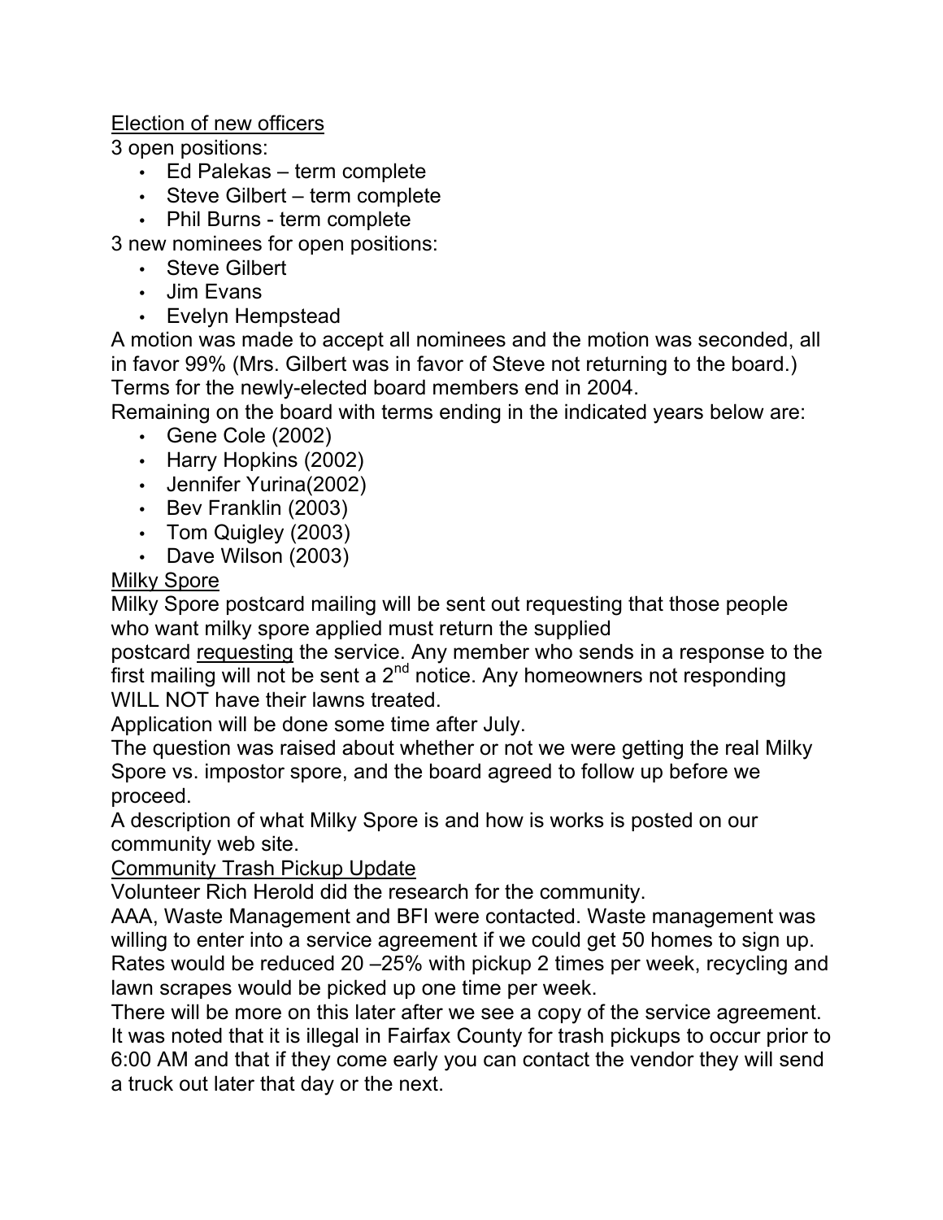Election of new officers

3 open positions:

- Ed Palekas – term complete
- Steve Gilbert – term complete
- Phil Burns - term complete

3 new nominees for open positions:

- Steve Gilbert
- Jim Evans
- Evelyn Hempstead

A motion was made to accept all nominees and the motion was seconded, all in favor 99% (Mrs. Gilbert was in favor of Steve not returning to the board.)
Terms for the newly-elected board members end in 2004.
Remaining on the board with terms ending in the indicated years below are:

- Gene Cole (2002)
- Harry Hopkins (2002)
- Jennifer Yurina(2002)
- Bev Franklin (2003)
- Tom Quigley (2003)
- Dave Wilson (2003)

Milky Spore

Milky Spore postcard mailing will be sent out requesting that those people who want milky spore applied must return the supplied postcard requesting the service. Any member who sends in a response to the first mailing will not be sent a 2nd notice. Any homeowners not responding WILL NOT have their lawns treated.
Application will be done some time after July.
The question was raised about whether or not we were getting the real Milky Spore vs. impostor spore, and the board agreed to follow up before we proceed.
A description of what Milky Spore is and how is works is posted on our community web site.

Community Trash Pickup Update

Volunteer Rich Herold did the research for the community.
AAA, Waste Management and BFI were contacted. Waste management was willing to enter into a service agreement if we could get 50 homes to sign up. Rates would be reduced 20 –25% with pickup 2 times per week, recycling and lawn scrapes would be picked up one time per week.
There will be more on this later after we see a copy of the service agreement.
It was noted that it is illegal in Fairfax County for trash pickups to occur prior to 6:00 AM and that if they come early you can contact the vendor they will send a truck out later that day or the next.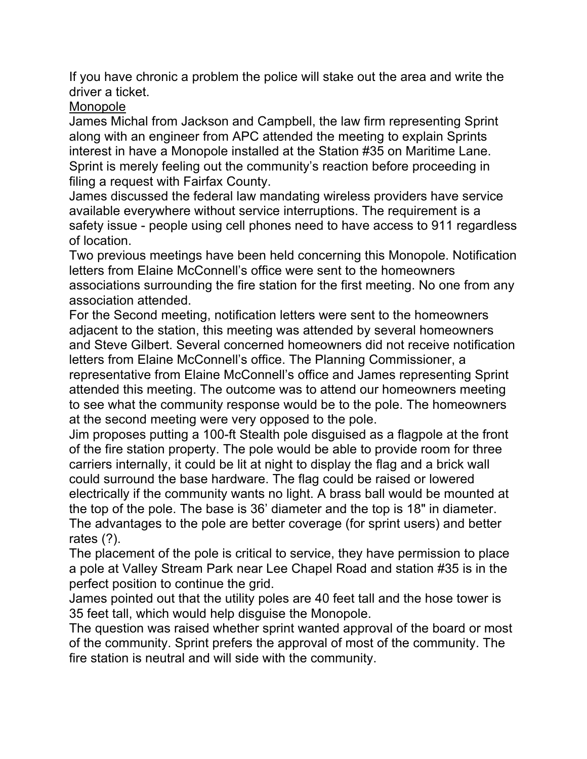If you have chronic a problem the police will stake out the area and write the driver a ticket.

<u>Monopole</u>

James Michal from Jackson and Campbell, the law firm representing Sprint along with an engineer from APC attended the meeting to explain Sprints interest in have a Monopole installed at the Station #35 on Maritime Lane. Sprint is merely feeling out the community's reaction before proceeding in filing a request with Fairfax County.

James discussed the federal law mandating wireless providers have service available everywhere without service interruptions. The requirement is a safety issue - people using cell phones need to have access to 911 regardless of location.

Two previous meetings have been held concerning this Monopole. Notification letters from Elaine McConnell's office were sent to the homeowners associations surrounding the fire station for the first meeting. No one from any association attended.

For the Second meeting, notification letters were sent to the homeowners adjacent to the station, this meeting was attended by several homeowners and Steve Gilbert. Several concerned homeowners did not receive notification letters from Elaine McConnell's office. The Planning Commissioner, a representative from Elaine McConnell's office and James representing Sprint attended this meeting. The outcome was to attend our homeowners meeting to see what the community response would be to the pole. The homeowners at the second meeting were very opposed to the pole.

Jim proposes putting a 100-ft Stealth pole disguised as a flagpole at the front of the fire station property. The pole would be able to provide room for three carriers internally, it could be lit at night to display the flag and a brick wall could surround the base hardware. The flag could be raised or lowered electrically if the community wants no light. A brass ball would be mounted at the top of the pole. The base is 36' diameter and the top is 18" in diameter. The advantages to the pole are better coverage (for sprint users) and better rates (?).

The placement of the pole is critical to service, they have permission to place a pole at Valley Stream Park near Lee Chapel Road and station #35 is in the perfect position to continue the grid.

James pointed out that the utility poles are 40 feet tall and the hose tower is 35 feet tall, which would help disguise the Monopole.

The question was raised whether sprint wanted approval of the board or most of the community. Sprint prefers the approval of most of the community. The fire station is neutral and will side with the community.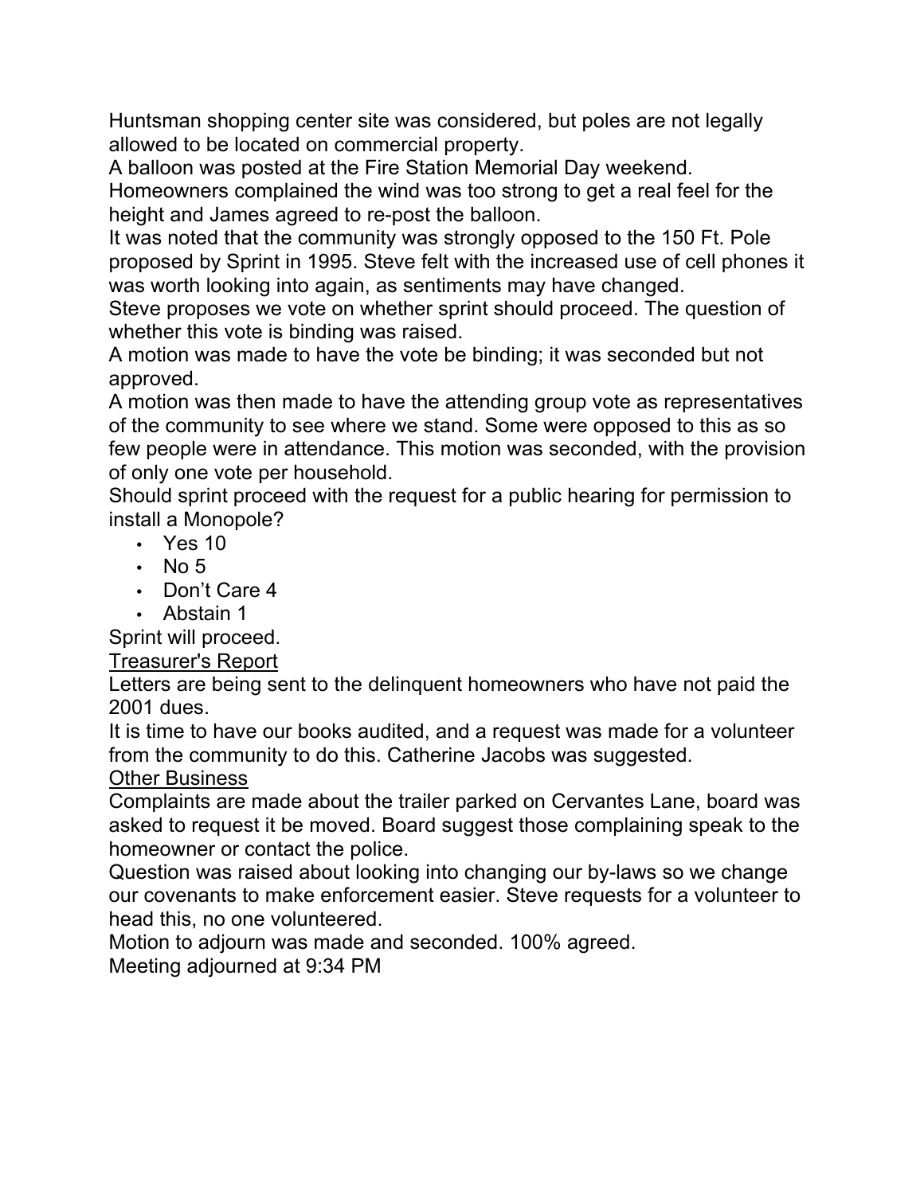Huntsman shopping center site was considered, but poles are not legally allowed to be located on commercial property.

A balloon was posted at the Fire Station Memorial Day weekend.

Homeowners complained the wind was too strong to get a real feel for the height and James agreed to re-post the balloon.

It was noted that the community was strongly opposed to the 150 Ft. Pole proposed by Sprint in 1995. Steve felt with the increased use of cell phones it was worth looking into again, as sentiments may have changed.

Steve proposes we vote on whether sprint should proceed. The question of whether this vote is binding was raised.

A motion was made to have the vote be binding; it was seconded but not approved.

A motion was then made to have the attending group vote as representatives of the community to see where we stand. Some were opposed to this as so few people were in attendance. This motion was seconded, with the provision of only one vote per household.

Should sprint proceed with the request for a public hearing for permission to install a Monopole?

- Yes 10
- No 5
- Don't Care 4
- Abstain 1

Sprint will proceed.

<u>Treasurer's Report</u>

Letters are being sent to the delinquent homeowners who have not paid the 2001 dues.

It is time to have our books audited, and a request was made for a volunteer from the community to do this. Catherine Jacobs was suggested.

<u>Other Business</u>

Complaints are made about the trailer parked on Cervantes Lane, board was asked to request it be moved. Board suggest those complaining speak to the homeowner or contact the police.

Question was raised about looking into changing our by-laws so we change our covenants to make enforcement easier. Steve requests for a volunteer to head this, no one volunteered.

Motion to adjourn was made and seconded. 100% agreed.

Meeting adjourned at 9:34 PM